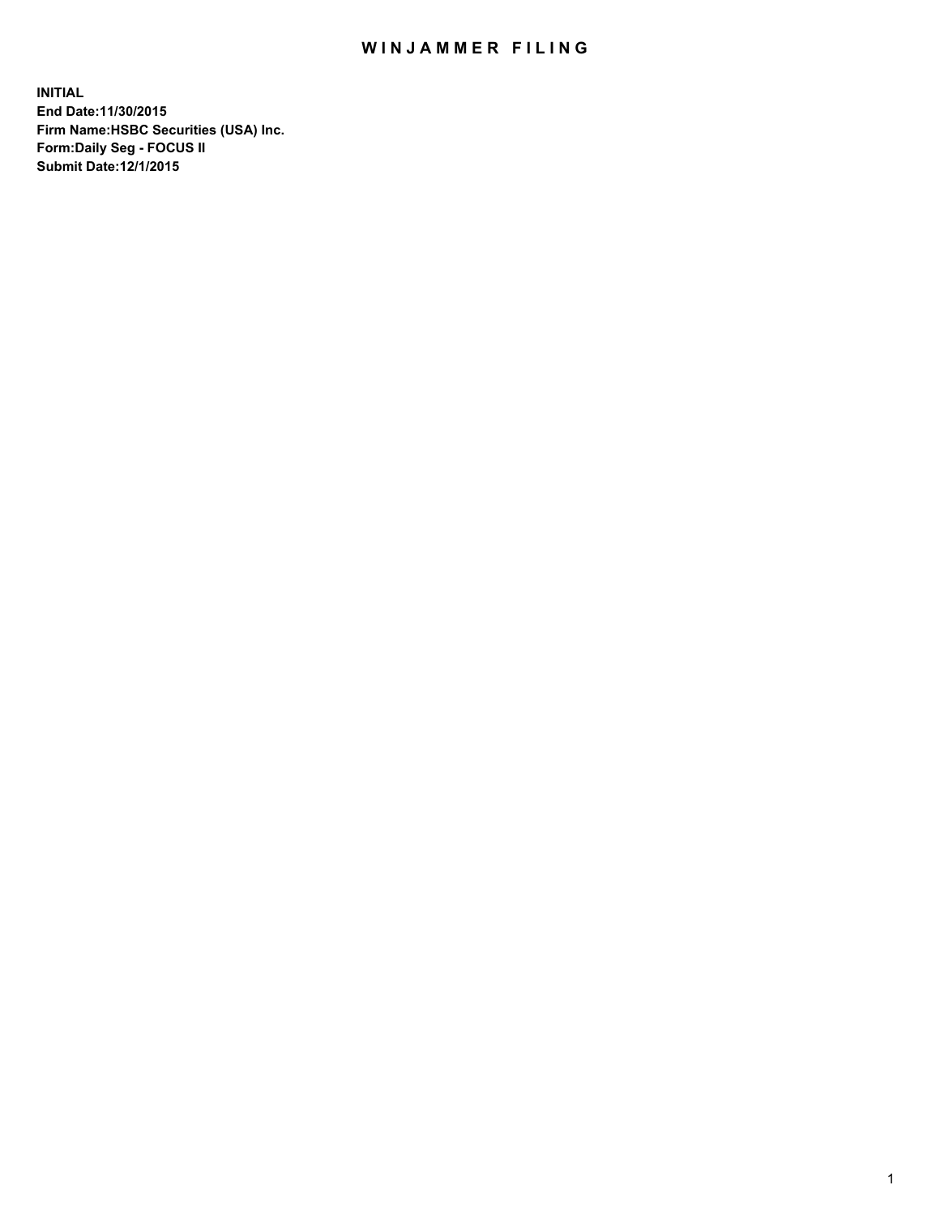# WINJAMMER FILING

**INITIAL**
**End Date:11/30/2015**
**Firm Name:HSBC Securities (USA) Inc.**
**Form:Daily Seg - FOCUS II**
**Submit Date:12/1/2015**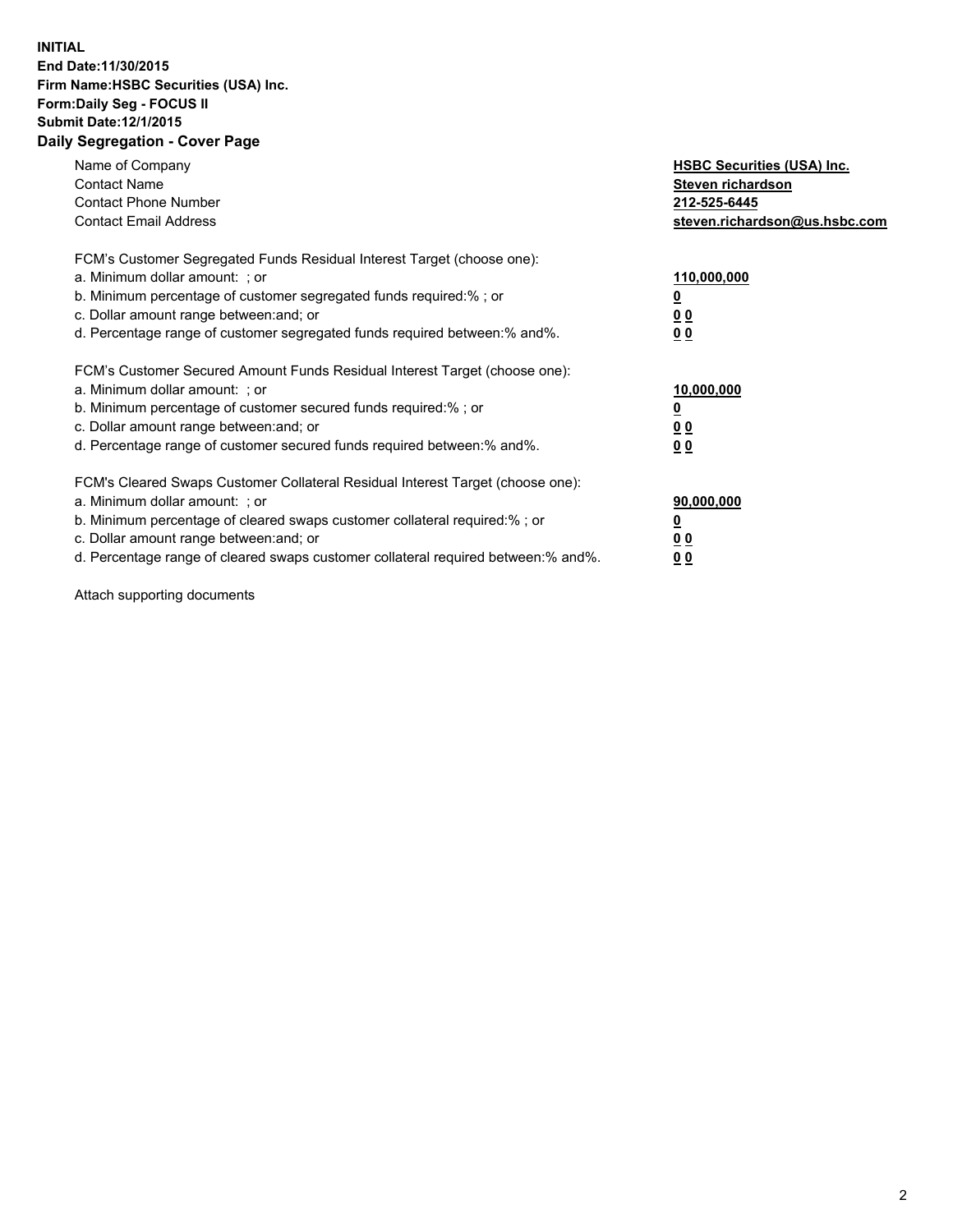**INITIAL**
**End Date:11/30/2015**
**Firm Name:HSBC Securities (USA) Inc.**
**Form:Daily Seg - FOCUS II**
**Submit Date:12/1/2015**

## Daily Segregation - Cover Page

| | |
|---|---|
| Name of Company | **HSBC Securities (USA) Inc.** |
| Contact Name | **Steven richardson** |
| Contact Phone Number | **212-525-6445** |
| Contact Email Address | **steven.richardson@us.hsbc.com** |

FCM's Customer Segregated Funds Residual Interest Target (choose one):

| | |
|---|---|
| a. Minimum dollar amount: ; or | **110,000,000** |
| b. Minimum percentage of customer segregated funds required:% ; or | **0** |
| c. Dollar amount range between:and; or | **0 0** |
| d. Percentage range of customer segregated funds required between:% and%. | **0 0** |

FCM's Customer Secured Amount Funds Residual Interest Target (choose one):

| | |
|---|---|
| a. Minimum dollar amount: ; or | **10,000,000** |
| b. Minimum percentage of customer secured funds required:% ; or | **0** |
| c. Dollar amount range between:and; or | **0 0** |
| d. Percentage range of customer secured funds required between:% and%. | **0 0** |

FCM's Cleared Swaps Customer Collateral Residual Interest Target (choose one):

| | |
|---|---|
| a. Minimum dollar amount: ; or | **90,000,000** |
| b. Minimum percentage of cleared swaps customer collateral required:% ; or | **0** |
| c. Dollar amount range between:and; or | **0 0** |
| d. Percentage range of cleared swaps customer collateral required between:% and%. | **0 0** |

Attach supporting documents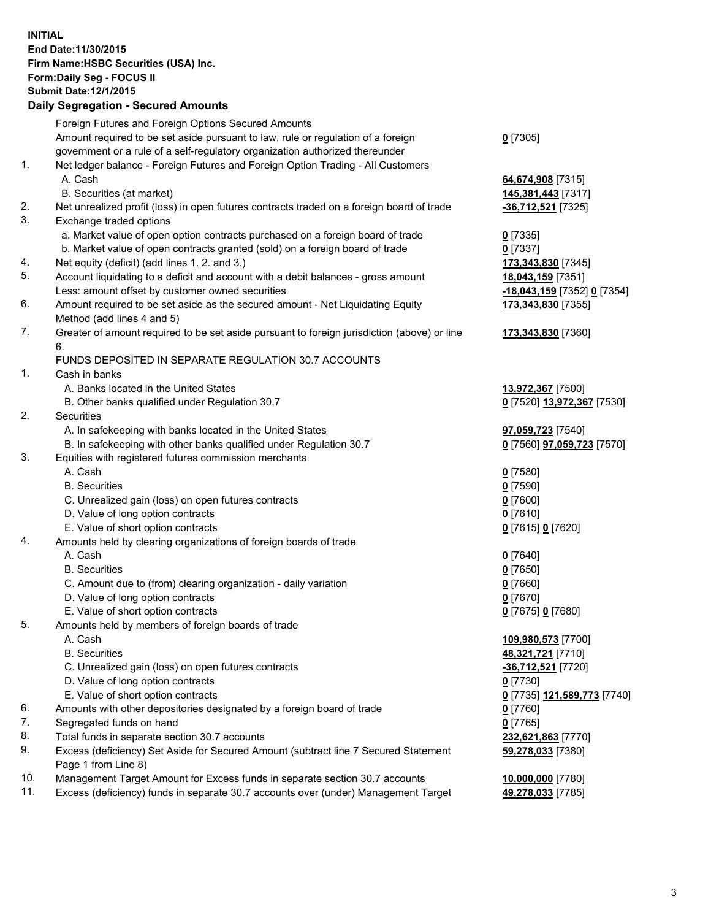**INITIAL**
**End Date:11/30/2015**
**Firm Name:HSBC Securities (USA) Inc.**
**Form:Daily Seg - FOCUS II**
**Submit Date:12/1/2015**

## Daily Segregation - Secured Amounts

| | | |
|---|---|---|
| | Foreign Futures and Foreign Options Secured Amounts | |
| | Amount required to be set aside pursuant to law, rule or regulation of a foreign government or a rule of a self-regulatory organization authorized thereunder | **0** [7305] |
| 1. | Net ledger balance - Foreign Futures and Foreign Option Trading - All Customers | |
| | A. Cash | **64,674,908** [7315] |
| | B. Securities (at market) | **145,381,443** [7317] |
| 2. | Net unrealized profit (loss) in open futures contracts traded on a foreign board of trade | **-36,712,521** [7325] |
| 3. | Exchange traded options | |
| | a. Market value of open option contracts purchased on a foreign board of trade | **0** [7335] |
| | b. Market value of open contracts granted (sold) on a foreign board of trade | **0** [7337] |
| 4. | Net equity (deficit) (add lines 1. 2. and 3.) | **173,343,830** [7345] |
| 5. | Account liquidating to a deficit and account with a debit balances - gross amount | **18,043,159** [7351] |
| | Less: amount offset by customer owned securities | **-18,043,159** [7352] **0** [7354] |
| 6. | Amount required to be set aside as the secured amount - Net Liquidating Equity Method (add lines 4 and 5) | **173,343,830** [7355] |
| 7. | Greater of amount required to be set aside pursuant to foreign jurisdiction (above) or line 6. | **173,343,830** [7360] |
| | FUNDS DEPOSITED IN SEPARATE REGULATION 30.7 ACCOUNTS | |
| 1. | Cash in banks | |
| | A. Banks located in the United States | **13,972,367** [7500] |
| | B. Other banks qualified under Regulation 30.7 | **0** [7520] **13,972,367** [7530] |
| 2. | Securities | |
| | A. In safekeeping with banks located in the United States | **97,059,723** [7540] |
| | B. In safekeeping with other banks qualified under Regulation 30.7 | **0** [7560] **97,059,723** [7570] |
| 3. | Equities with registered futures commission merchants | |
| | A. Cash | **0** [7580] |
| | B. Securities | **0** [7590] |
| | C. Unrealized gain (loss) on open futures contracts | **0** [7600] |
| | D. Value of long option contracts | **0** [7610] |
| | E. Value of short option contracts | **0** [7615] **0** [7620] |
| 4. | Amounts held by clearing organizations of foreign boards of trade | |
| | A. Cash | **0** [7640] |
| | B. Securities | **0** [7650] |
| | C. Amount due to (from) clearing organization - daily variation | **0** [7660] |
| | D. Value of long option contracts | **0** [7670] |
| | E. Value of short option contracts | **0** [7675] **0** [7680] |
| 5. | Amounts held by members of foreign boards of trade | |
| | A. Cash | **109,980,573** [7700] |
| | B. Securities | **48,321,721** [7710] |
| | C. Unrealized gain (loss) on open futures contracts | **-36,712,521** [7720] |
| | D. Value of long option contracts | **0** [7730] |
| | E. Value of short option contracts | **0** [7735] **121,589,773** [7740] |
| 6. | Amounts with other depositories designated by a foreign board of trade | **0** [7760] |
| 7. | Segregated funds on hand | **0** [7765] |
| 8. | Total funds in separate section 30.7 accounts | **232,621,863** [7770] |
| 9. | Excess (deficiency) Set Aside for Secured Amount (subtract line 7 Secured Statement Page 1 from Line 8) | **59,278,033** [7380] |
| 10. | Management Target Amount for Excess funds in separate section 30.7 accounts | **10,000,000** [7780] |
| 11. | Excess (deficiency) funds in separate 30.7 accounts over (under) Management Target | **49,278,033** [7785] |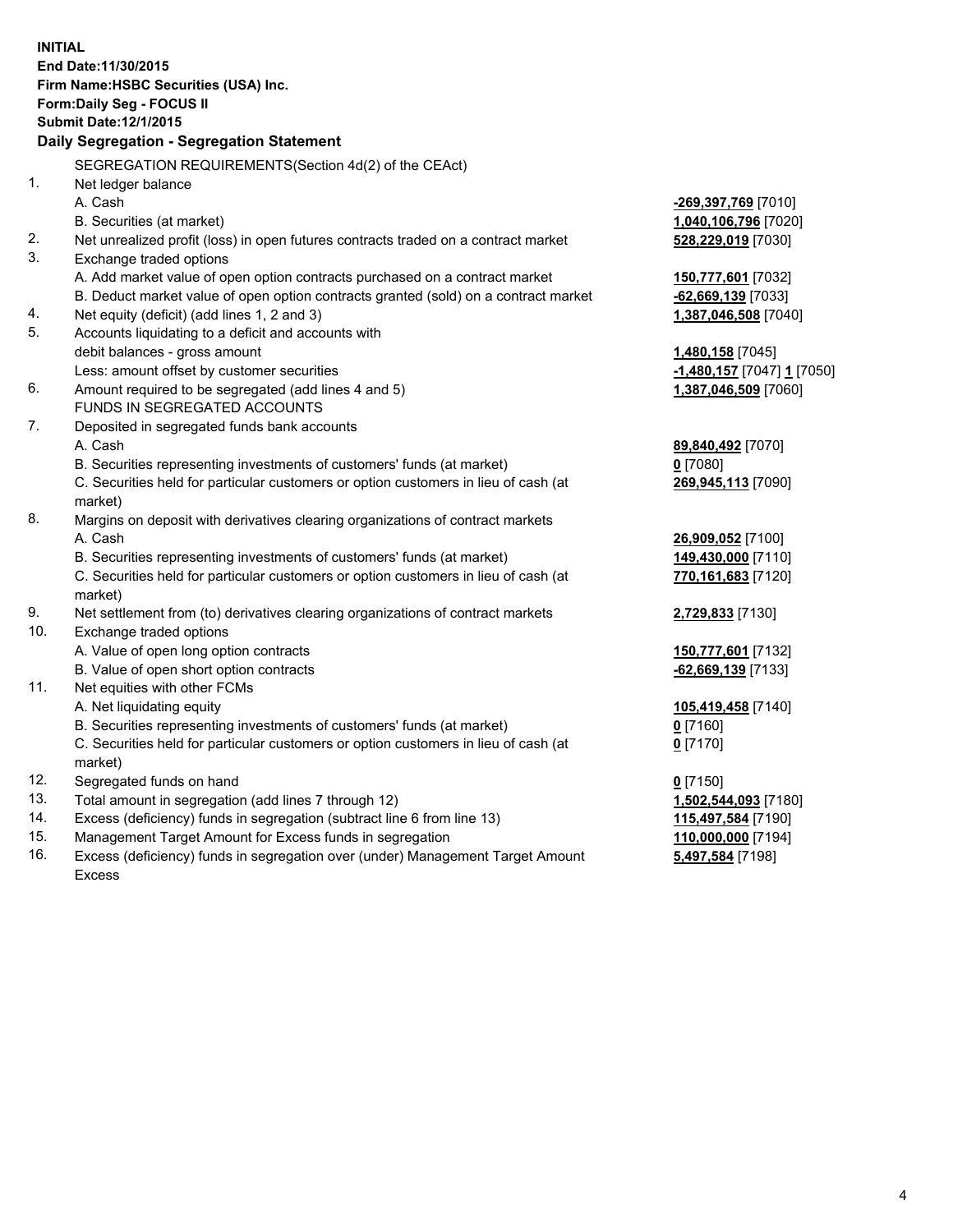**INITIAL**
**End Date:11/30/2015**
**Firm Name:HSBC Securities (USA) Inc.**
**Form:Daily Seg - FOCUS II**
**Submit Date:12/1/2015**

**Daily Segregation - Segregation Statement**

| | | |
|---|---|---|
| | SEGREGATION REQUIREMENTS(Section 4d(2) of the CEAct) | |
| 1. | Net ledger balance | |
| | A. Cash | **-269,397,769** [7010] |
| | B. Securities (at market) | **1,040,106,796** [7020] |
| 2. | Net unrealized profit (loss) in open futures contracts traded on a contract market | **528,229,019** [7030] |
| 3. | Exchange traded options | |
| | A. Add market value of open option contracts purchased on a contract market | **150,777,601** [7032] |
| | B. Deduct market value of open option contracts granted (sold) on a contract market | **-62,669,139** [7033] |
| 4. | Net equity (deficit) (add lines 1, 2 and 3) | **1,387,046,508** [7040] |
| 5. | Accounts liquidating to a deficit and accounts with debit balances - gross amount | **1,480,158** [7045] |
| | Less: amount offset by customer securities | **-1,480,157** [7047] **1** [7050] |
| 6. | Amount required to be segregated (add lines 4 and 5) | **1,387,046,509** [7060] |
| | FUNDS IN SEGREGATED ACCOUNTS | |
| 7. | Deposited in segregated funds bank accounts | |
| | A. Cash | **89,840,492** [7070] |
| | B. Securities representing investments of customers' funds (at market) | **0** [7080] |
| | C. Securities held for particular customers or option customers in lieu of cash (at market) | **269,945,113** [7090] |
| 8. | Margins on deposit with derivatives clearing organizations of contract markets | |
| | A. Cash | **26,909,052** [7100] |
| | B. Securities representing investments of customers' funds (at market) | **149,430,000** [7110] |
| | C. Securities held for particular customers or option customers in lieu of cash (at market) | **770,161,683** [7120] |
| 9. | Net settlement from (to) derivatives clearing organizations of contract markets | **2,729,833** [7130] |
| 10. | Exchange traded options | |
| | A. Value of open long option contracts | **150,777,601** [7132] |
| | B. Value of open short option contracts | **-62,669,139** [7133] |
| 11. | Net equities with other FCMs | |
| | A. Net liquidating equity | **105,419,458** [7140] |
| | B. Securities representing investments of customers' funds (at market) | **0** [7160] |
| | C. Securities held for particular customers or option customers in lieu of cash (at market) | **0** [7170] |
| 12. | Segregated funds on hand | **0** [7150] |
| 13. | Total amount in segregation (add lines 7 through 12) | **1,502,544,093** [7180] |
| 14. | Excess (deficiency) funds in segregation (subtract line 6 from line 13) | **115,497,584** [7190] |
| 15. | Management Target Amount for Excess funds in segregation | **110,000,000** [7194] |
| 16. | Excess (deficiency) funds in segregation over (under) Management Target Amount Excess | **5,497,584** [7198] |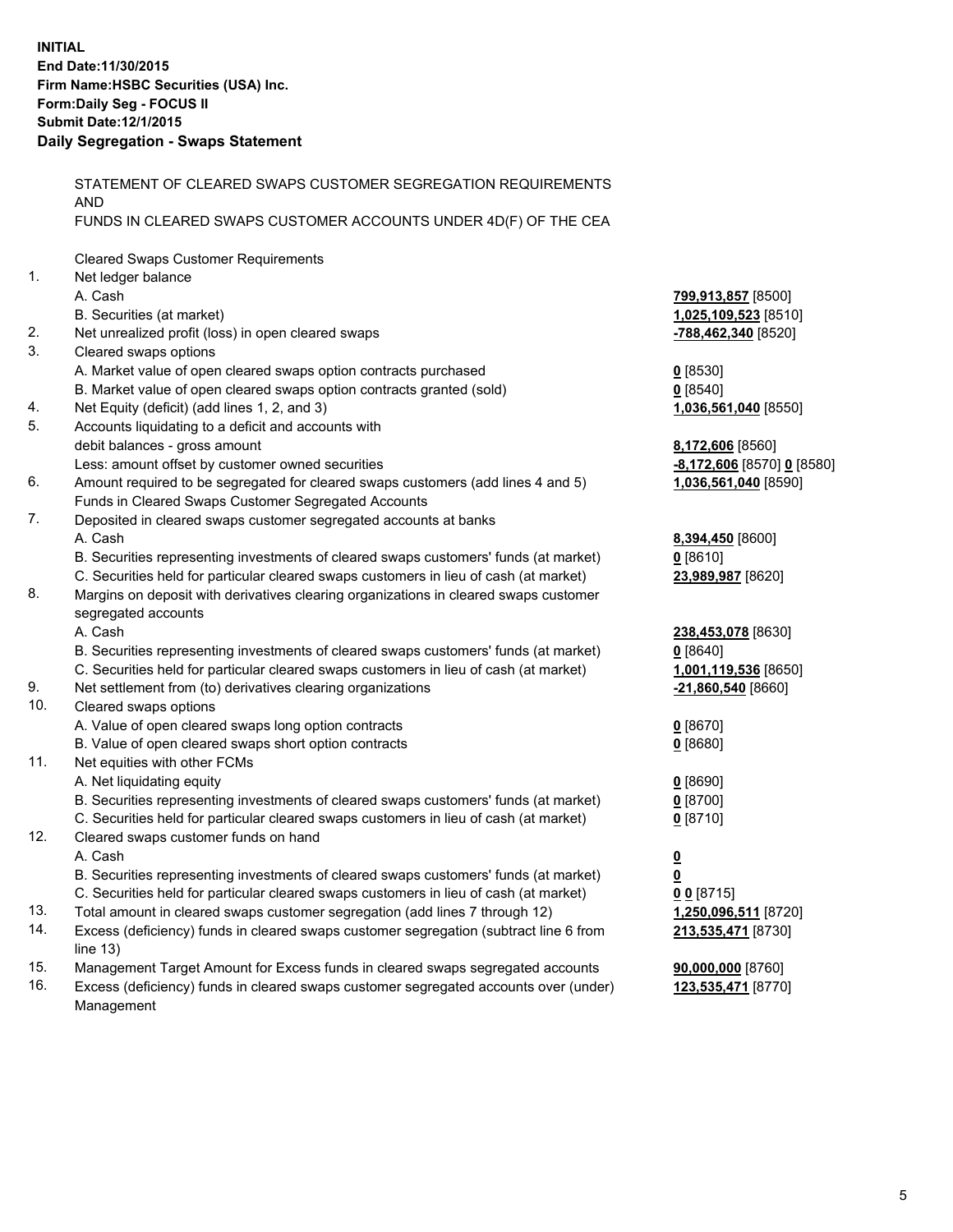**INITIAL**
**End Date:11/30/2015**
**Firm Name:HSBC Securities (USA) Inc.**
**Form:Daily Seg - FOCUS II**
**Submit Date:12/1/2015**
**Daily Segregation - Swaps Statement**

STATEMENT OF CLEARED SWAPS CUSTOMER SEGREGATION REQUIREMENTS AND FUNDS IN CLEARED SWAPS CUSTOMER ACCOUNTS UNDER 4D(F) OF THE CEA

| | | |
|---|---|---|
| | Cleared Swaps Customer Requirements | |
| 1. | Net ledger balance | |
| | A. Cash | **799,913,857** [8500] |
| | B. Securities (at market) | **1,025,109,523** [8510] |
| 2. | Net unrealized profit (loss) in open cleared swaps | **-788,462,340** [8520] |
| 3. | Cleared swaps options | |
| | A. Market value of open cleared swaps option contracts purchased | **0** [8530] |
| | B. Market value of open cleared swaps option contracts granted (sold) | **0** [8540] |
| 4. | Net Equity (deficit) (add lines 1, 2, and 3) | **1,036,561,040** [8550] |
| 5. | Accounts liquidating to a deficit and accounts with debit balances - gross amount | **8,172,606** [8560] |
| | Less: amount offset by customer owned securities | **-8,172,606** [8570] **0** [8580] |
| 6. | Amount required to be segregated for cleared swaps customers (add lines 4 and 5) | **1,036,561,040** [8590] |
| | Funds in Cleared Swaps Customer Segregated Accounts | |
| 7. | Deposited in cleared swaps customer segregated accounts at banks | |
| | A. Cash | **8,394,450** [8600] |
| | B. Securities representing investments of cleared swaps customers' funds (at market) | **0** [8610] |
| | C. Securities held for particular cleared swaps customers in lieu of cash (at market) | **23,989,987** [8620] |
| 8. | Margins on deposit with derivatives clearing organizations in cleared swaps customer segregated accounts | |
| | A. Cash | **238,453,078** [8630] |
| | B. Securities representing investments of cleared swaps customers' funds (at market) | **0** [8640] |
| | C. Securities held for particular cleared swaps customers in lieu of cash (at market) | **1,001,119,536** [8650] |
| 9. | Net settlement from (to) derivatives clearing organizations | **-21,860,540** [8660] |
| 10. | Cleared swaps options | |
| | A. Value of open cleared swaps long option contracts | **0** [8670] |
| | B. Value of open cleared swaps short option contracts | **0** [8680] |
| 11. | Net equities with other FCMs | |
| | A. Net liquidating equity | **0** [8690] |
| | B. Securities representing investments of cleared swaps customers' funds (at market) | **0** [8700] |
| | C. Securities held for particular cleared swaps customers in lieu of cash (at market) | **0** [8710] |
| 12. | Cleared swaps customer funds on hand | |
| | A. Cash | **0** |
| | B. Securities representing investments of cleared swaps customers' funds (at market) | **0** |
| | C. Securities held for particular cleared swaps customers in lieu of cash (at market) | **0** **0** [8715] |
| 13. | Total amount in cleared swaps customer segregation (add lines 7 through 12) | **1,250,096,511** [8720] |
| 14. | Excess (deficiency) funds in cleared swaps customer segregation (subtract line 6 from line 13) | **213,535,471** [8730] |
| 15. | Management Target Amount for Excess funds in cleared swaps segregated accounts | **90,000,000** [8760] |
| 16. | Excess (deficiency) funds in cleared swaps customer segregated accounts over (under) Management | **123,535,471** [8770] |